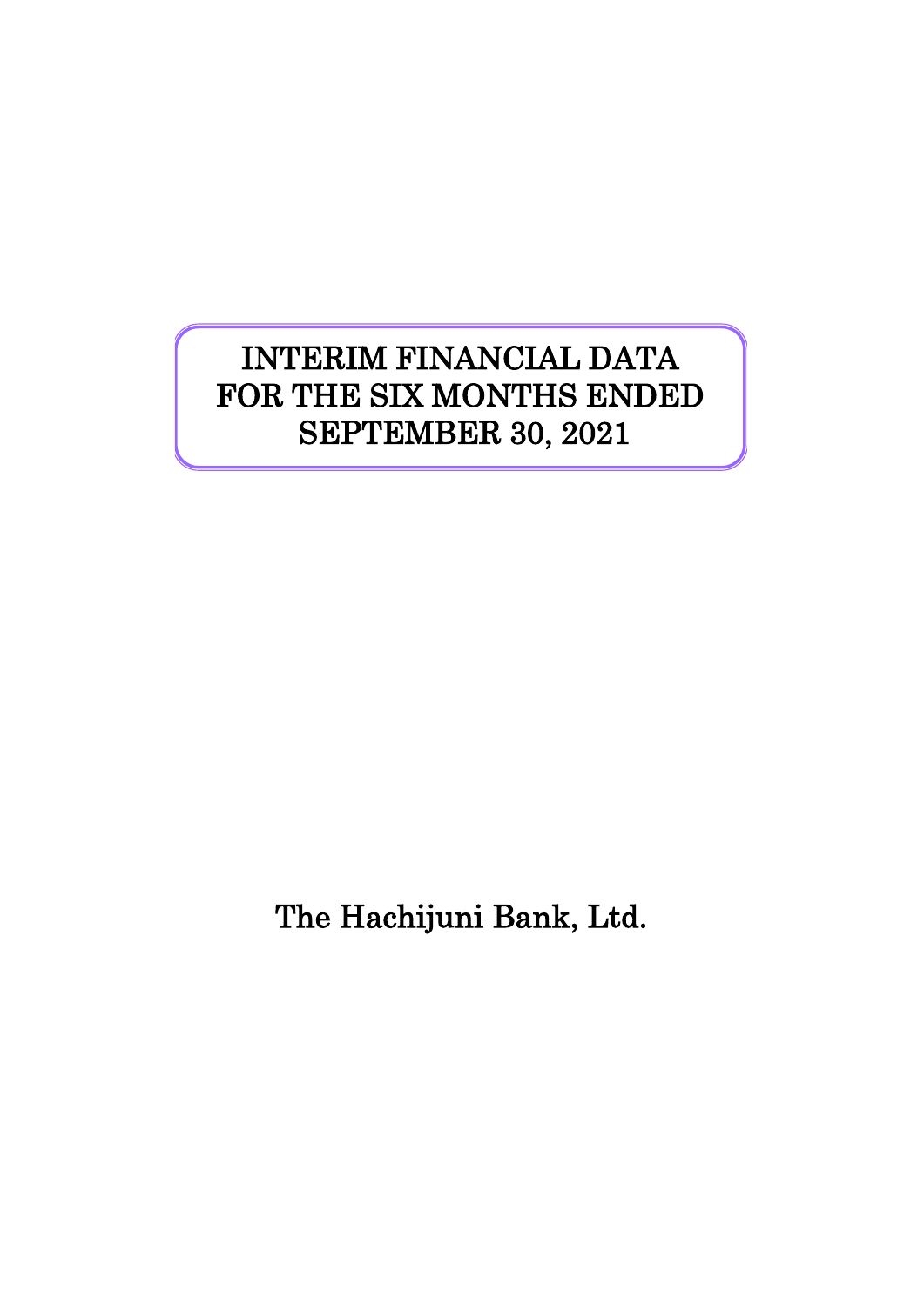# INTERIM FINANCIAL DATA FOR THE SIX MONTHS ENDED SEPTEMBER 30, 2021

The Hachijuni Bank, Ltd.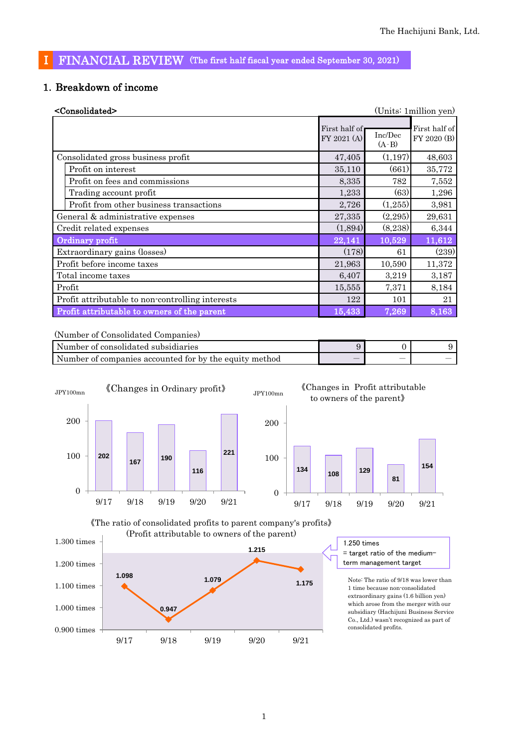# Ⅰ FINANCIAL REVIEW (The first half fiscal year ended September 30, 2021)

## 1. Breakdown of income

**<Consolidated>** (Units: 1million yen)

| | First half of FY 2021 (A) | Inc/Dec (A-B) | First half of FY 2020 (B) |
|---|---|---|---|
| Consolidated gross business profit | 47,405 | (1,197) | 48,603 |
| Profit on interest | 35,110 | (661) | 35,772 |
| Profit on fees and commissions | 8,335 | 782 | 7,552 |
| Trading account profit | 1,233 | (63) | 1,296 |
| Profit from other business transactions | 2,726 | (1,255) | 3,981 |
| General & administrative expenses | 27,335 | (2,295) | 29,631 |
| Credit related expenses | (1,894) | (8,238) | 6,344 |
| **Ordinary profit** | **22,141** | **10,529** | **11,612** |
| Extraordinary gains (losses) | (178) | 61 | (239) |
| Profit before income taxes | 21,963 | 10,590 | 11,372 |
| Total income taxes | 6,407 | 3,219 | 3,187 |
| Profit | 15,555 | 7,371 | 8,184 |
| Profit attributable to non-controlling interests | 122 | 101 | 21 |
| **Profit attributable to owners of the parent** | **15,433** | **7,269** | **8,163** |

(Number of Consolidated Companies)

| | First half of FY 2021 (A) | Inc/Dec (A-B) | First half of FY 2020 (B) |
|---|---|---|---|
| Number of consolidated subsidiaries | 9 | 0 | 9 |
| Number of companies accounted for by the equity method | — | — | — |

《Changes in Ordinary profit》 (JPY100mn)

| 9/17 | 9/18 | 9/19 | 9/20 | 9/21 |
|---|---|---|---|---|
| 202 | 167 | 190 | 116 | 221 |

《Changes in Profit attributable to owners of the parent》 (JPY100mn)

| 9/17 | 9/18 | 9/19 | 9/20 | 9/21 |
|---|---|---|---|---|
| 134 | 108 | 129 | 81 | 154 |

《The ratio of consolidated profits to parent company's profits》 (Profit attributable to owners of the parent)

| 9/17 | 9/18 | 9/19 | 9/20 | 9/21 |
|---|---|---|---|---|
| 1.098 | 0.947 | 1.079 | 1.215 | 1.175 |

1.250 times = target ratio of the medium-term management target

Note: The ratio of 9/18 was lower than 1 time because non-consolidated extraordinary gains (1.6 billion yen) which arose from the merger with our subsidiary (Hachijuni Business Service Co., Ltd.) wasn't recognized as part of consolidated profits.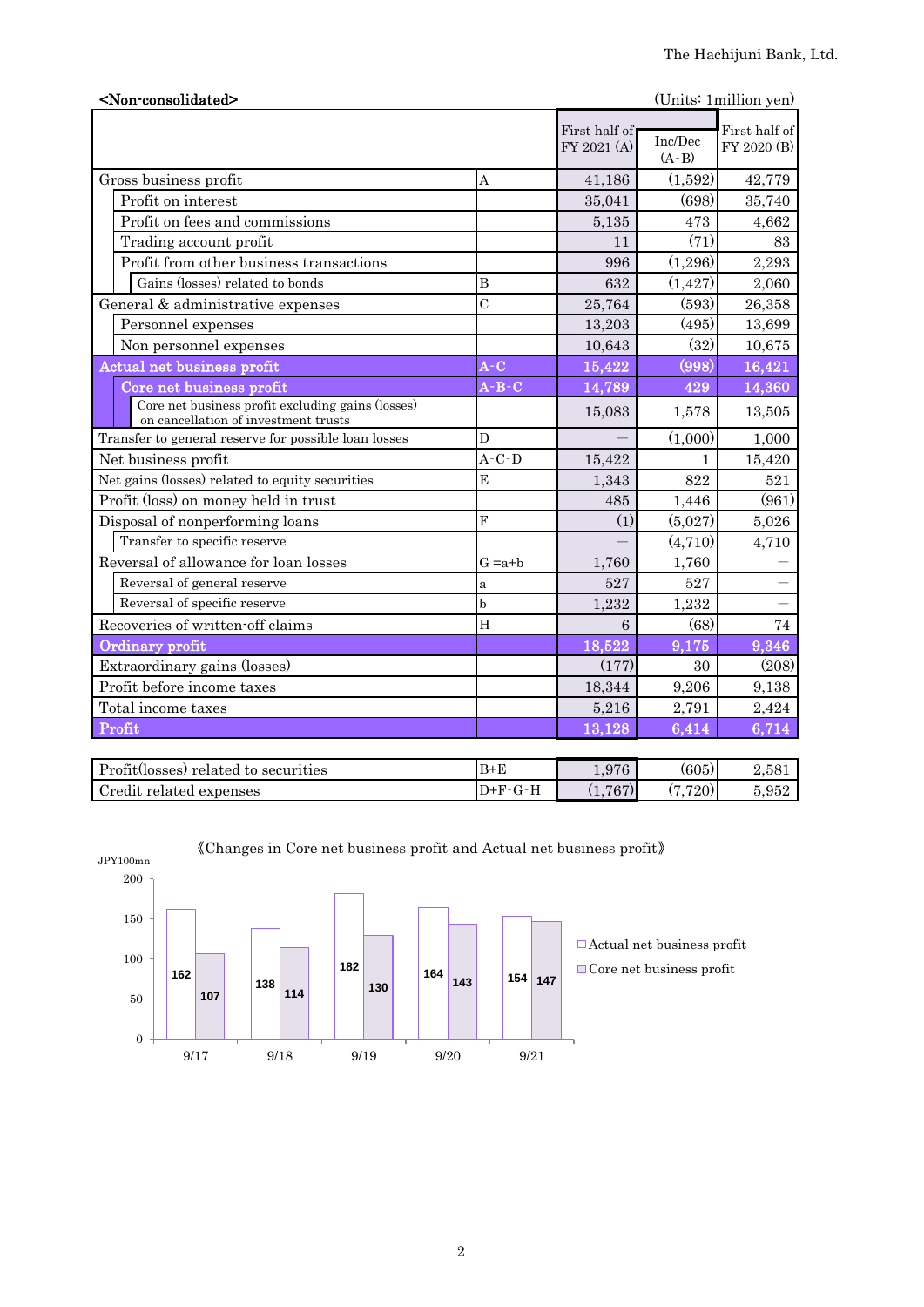## <Non-consolidated>

(Units: 1million yen)

| | | First half of FY 2021 (A) | Inc/Dec (A-B) | First half of FY 2020 (B) |
|---|---|---|---|---|
| Gross business profit | A | 41,186 | (1,592) | 42,779 |
| Profit on interest | | 35,041 | (698) | 35,740 |
| Profit on fees and commissions | | 5,135 | 473 | 4,662 |
| Trading account profit | | 11 | (71) | 83 |
| Profit from other business transactions | | 996 | (1,296) | 2,293 |
| Gains (losses) related to bonds | B | 632 | (1,427) | 2,060 |
| General & administrative expenses | C | 25,764 | (593) | 26,358 |
| Personnel expenses | | 13,203 | (495) | 13,699 |
| Non personnel expenses | | 10,643 | (32) | 10,675 |
| **Actual net business profit** | A-C | 15,422 | (998) | 16,421 |
| **Core net business profit** | A-B-C | 14,789 | 429 | 14,360 |
| Core net business profit excluding gains (losses) on cancellation of investment trusts | | 15,083 | 1,578 | 13,505 |
| Transfer to general reserve for possible loan losses | D | — | (1,000) | 1,000 |
| Net business profit | A-C-D | 15,422 | 1 | 15,420 |
| Net gains (losses) related to equity securities | E | 1,343 | 822 | 521 |
| Profit (loss) on money held in trust | | 485 | 1,446 | (961) |
| Disposal of nonperforming loans | F | (1) | (5,027) | 5,026 |
| Transfer to specific reserve | | — | (4,710) | 4,710 |
| Reversal of allowance for loan losses | G =a+b | 1,760 | 1,760 | — |
| Reversal of general reserve | a | 527 | 527 | — |
| Reversal of specific reserve | b | 1,232 | 1,232 | — |
| Recoveries of written-off claims | H | 6 | (68) | 74 |
| **Ordinary profit** | | 18,522 | 9,175 | 9,346 |
| Extraordinary gains (losses) | | (177) | 30 | (208) |
| Profit before income taxes | | 18,344 | 9,206 | 9,138 |
| Total income taxes | | 5,216 | 2,791 | 2,424 |
| **Profit** | | 13,128 | 6,414 | 6,714 |

| | | | | |
|---|---|---|---|---|
| Profit(losses) related to securities | B+E | 1,976 | (605) | 2,581 |
| Credit related expenses | D+F-G-H | (1,767) | (7,720) | 5,952 |

《Changes in Core net business profit and Actual net business profit》

JPY100mn

| | 9/17 | 9/18 | 9/19 | 9/20 | 9/21 |
|---|---|---|---|---|---|
| Actual net business profit | 162 | 138 | 182 | 164 | 154 |
| Core net business profit | 107 | 114 | 130 | 143 | 147 |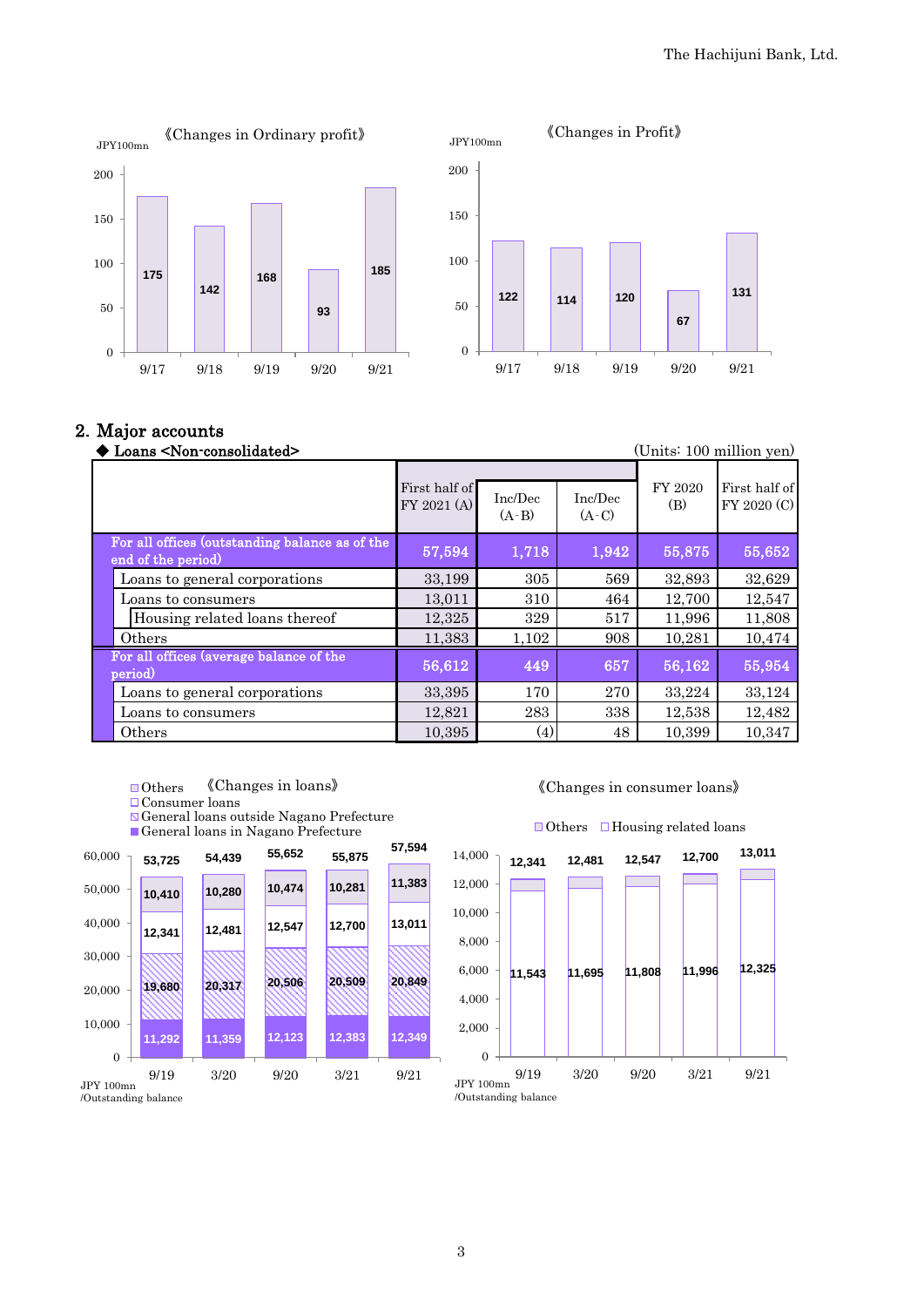《Changes in Ordinary profit》

JPY100mn

| | 9/17 | 9/18 | 9/19 | 9/20 | 9/21 |
|---|---|---|---|---|---|
| Ordinary profit | 175 | 142 | 168 | 93 | 185 |

《Changes in Profit》

JPY100mn

| | 9/17 | 9/18 | 9/19 | 9/20 | 9/21 |
|---|---|---|---|---|---|
| Profit | 122 | 114 | 120 | 67 | 131 |

## 2. Major accounts

◆ Loans <Non-consolidated>

(Units: 100 million yen)

| | First half of FY 2021 (A) | Inc/Dec (A-B) | Inc/Dec (A-C) | FY 2020 (B) | First half of FY 2020 (C) |
|---|---|---|---|---|---|
| For all offices (outstanding balance as of the end of the period) | 57,594 | 1,718 | 1,942 | 55,875 | 55,652 |
| Loans to general corporations | 33,199 | 305 | 569 | 32,893 | 32,629 |
| Loans to consumers | 13,011 | 310 | 464 | 12,700 | 12,547 |
| Housing related loans thereof | 12,325 | 329 | 517 | 11,996 | 11,808 |
| Others | 11,383 | 1,102 | 908 | 10,281 | 10,474 |
| For all offices (average balance of the period) | 56,612 | 449 | 657 | 56,162 | 55,954 |
| Loans to general corporations | 33,395 | 170 | 270 | 33,224 | 33,124 |
| Loans to consumers | 12,821 | 283 | 338 | 12,538 | 12,482 |
| Others | 10,395 | (4) | 48 | 10,399 | 10,347 |

《Changes in loans》

JPY 100mn /Outstanding balance

| | 9/19 | 3/20 | 9/20 | 3/21 | 9/21 |
|---|---|---|---|---|---|
| Others | 10,410 | 10,280 | 10,474 | 10,281 | 11,383 |
| Consumer loans | 12,341 | 12,481 | 12,547 | 12,700 | 13,011 |
| General loans outside Nagano Prefecture | 19,680 | 20,317 | 20,506 | 20,509 | 20,849 |
| General loans in Nagano Prefecture | 11,292 | 11,359 | 12,123 | 12,383 | 12,349 |
| Total | 53,725 | 54,439 | 55,652 | 55,875 | 57,594 |

《Changes in consumer loans》

JPY 100mn /Outstanding balance

| | 9/19 | 3/20 | 9/20 | 3/21 | 9/21 |
|---|---|---|---|---|---|
| Housing related loans | 11,543 | 11,695 | 11,808 | 11,996 | 12,325 |
| Total | 12,341 | 12,481 | 12,547 | 12,700 | 13,011 |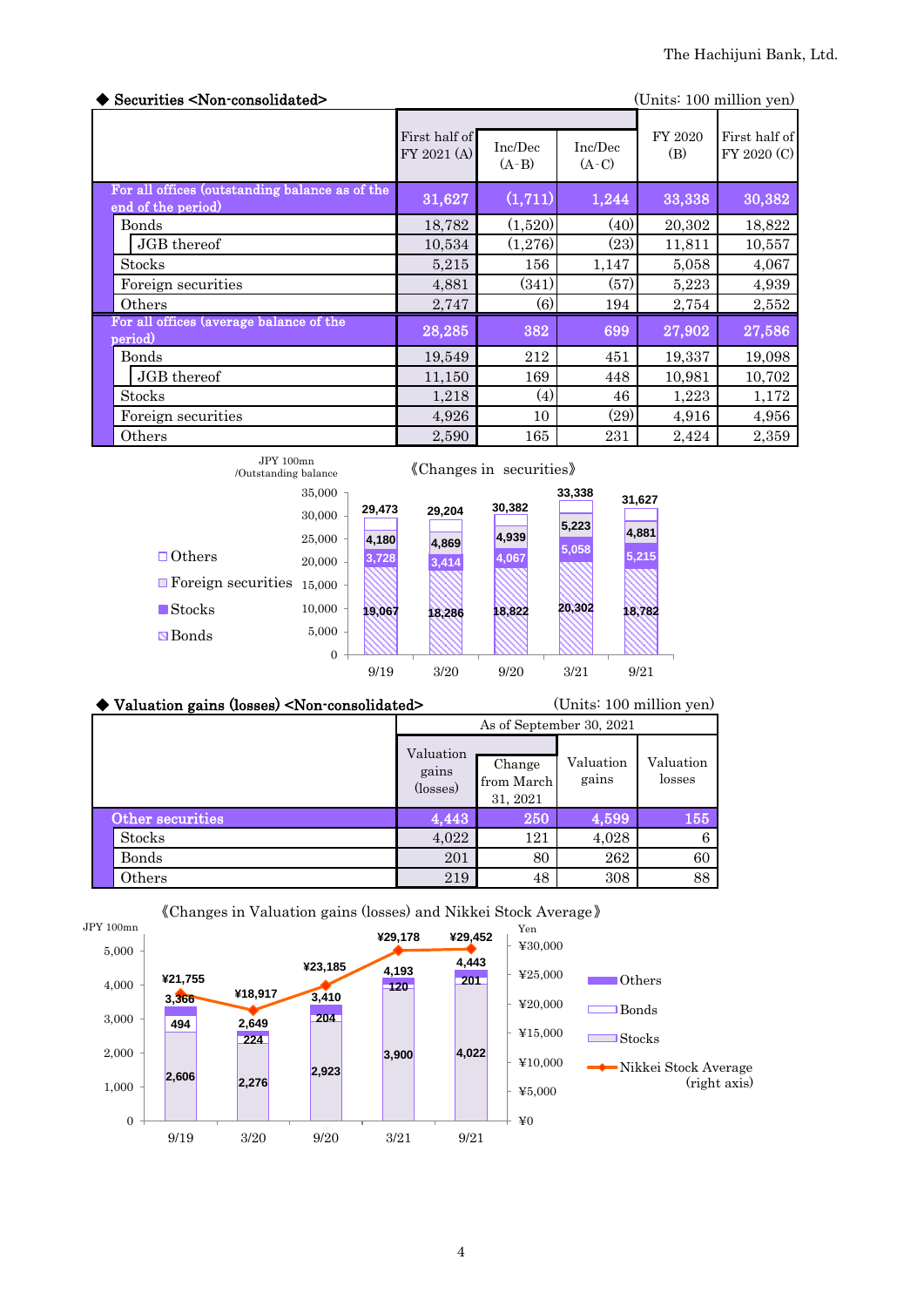## ◆ Securities <Non-consolidated>

(Units: 100 million yen)

| | First half of FY 2021 (A) | Inc/Dec (A-B) | Inc/Dec (A-C) | FY 2020 (B) | First half of FY 2020 (C) |
|---|---|---|---|---|---|
| For all offices (outstanding balance as of the end of the period) | 31,627 | (1,711) | 1,244 | 33,338 | 30,382 |
| Bonds | 18,782 | (1,520) | (40) | 20,302 | 18,822 |
| JGB thereof | 10,534 | (1,276) | (23) | 11,811 | 10,557 |
| Stocks | 5,215 | 156 | 1,147 | 5,058 | 4,067 |
| Foreign securities | 4,881 | (341) | (57) | 5,223 | 4,939 |
| Others | 2,747 | (6) | 194 | 2,754 | 2,552 |
| For all offices (average balance of the period) | 28,285 | 382 | 699 | 27,902 | 27,586 |
| Bonds | 19,549 | 212 | 451 | 19,337 | 19,098 |
| JGB thereof | 11,150 | 169 | 448 | 10,981 | 10,702 |
| Stocks | 1,218 | (4) | 46 | 1,223 | 1,172 |
| Foreign securities | 4,926 | 10 | (29) | 4,916 | 4,956 |
| Others | 2,590 | 165 | 231 | 2,424 | 2,359 |

《Changes in securities》

JPY 100mn /Outstanding balance

| | 9/19 | 3/20 | 9/20 | 3/21 | 9/21 |
|---|---|---|---|---|---|
| Total | 29,473 | 29,204 | 30,382 | 33,338 | 31,627 |
| Foreign securities | 4,180 | 4,869 | 4,939 | 5,223 | 4,881 |
| Stocks | 3,728 | 3,414 | 4,067 | 5,058 | 5,215 |
| Bonds | 19,067 | 18,286 | 18,822 | 20,302 | 18,782 |

## ◆ Valuation gains (losses) <Non-consolidated>

(Units: 100 million yen)

| | As of September 30, 2021 | | | |
|---|---|---|---|---|
| | Valuation gains (losses) | Change from March 31, 2021 | Valuation gains | Valuation losses |
| Other securities | 4,443 | 250 | 4,599 | 155 |
| Stocks | 4,022 | 121 | 4,028 | 6 |
| Bonds | 201 | 80 | 262 | 60 |
| Others | 219 | 48 | 308 | 88 |

《Changes in Valuation gains (losses) and Nikkei Stock Average》

JPY 100mn / Yen

| | 9/19 | 3/20 | 9/20 | 3/21 | 9/21 |
|---|---|---|---|---|---|
| Total | 3,366 | 2,649 | 3,410 | 4,193 | 4,443 |
| Bonds | 494 | 224 | 204 | 120 | 201 |
| Stocks | 2,606 | 2,276 | 2,923 | 3,900 | 4,022 |
| Nikkei Stock Average (right axis) | ¥21,755 | ¥18,917 | ¥23,185 | ¥29,178 | ¥29,452 |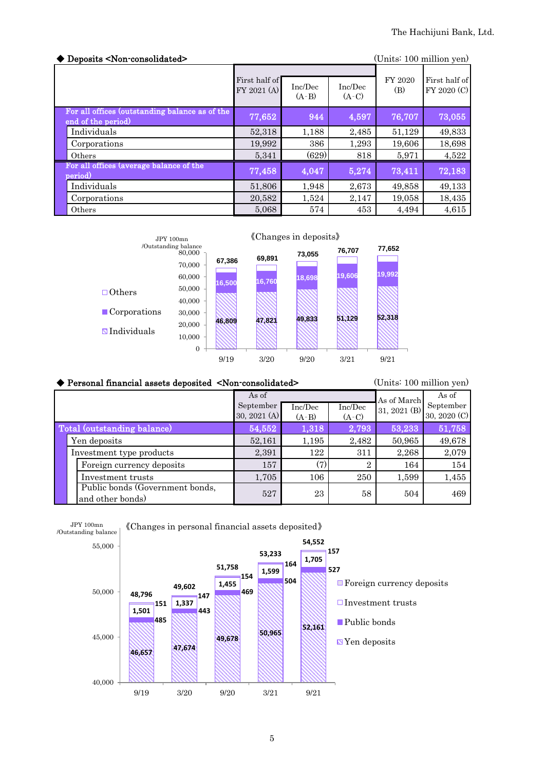### ◆ Deposits <Non-consolidated>

(Units: 100 million yen)

| | First half of FY 2021 (A) | Inc/Dec (A-B) | Inc/Dec (A-C) | FY 2020 (B) | First half of FY 2020 (C) |
|---|---|---|---|---|---|
| For all offices (outstanding balance as of the end of the period) | 77,652 | 944 | 4,597 | 76,707 | 73,055 |
| Individuals | 52,318 | 1,188 | 2,485 | 51,129 | 49,833 |
| Corporations | 19,992 | 386 | 1,293 | 19,606 | 18,698 |
| Others | 5,341 | (629) | 818 | 5,971 | 4,522 |
| For all offices (average balance of the period) | 77,458 | 4,047 | 5,274 | 73,411 | 72,183 |
| Individuals | 51,806 | 1,948 | 2,673 | 49,858 | 49,133 |
| Corporations | 20,582 | 1,524 | 2,147 | 19,058 | 18,435 |
| Others | 5,068 | 574 | 453 | 4,494 | 4,615 |

《Changes in deposits》

JPY 100mn /Outstanding balance

| | 9/19 | 3/20 | 9/20 | 3/21 | 9/21 |
|---|---|---|---|---|---|
| Total | 67,386 | 69,891 | 73,055 | 76,707 | 77,652 |
| Corporations | 16,500 | 16,760 | 18,698 | 19,606 | 19,992 |
| Individuals | 46,809 | 47,821 | 49,833 | 51,129 | 52,318 |

### ◆ Personal financial assets deposited <Non-consolidated>

(Units: 100 million yen)

| | As of September 30, 2021 (A) | Inc/Dec (A-B) | Inc/Dec (A-C) | As of March 31, 2021 (B) | As of September 30, 2020 (C) |
|---|---|---|---|---|---|
| Total (outstanding balance) | 54,552 | 1,318 | 2,793 | 53,233 | 51,758 |
| Yen deposits | 52,161 | 1,195 | 2,482 | 50,965 | 49,678 |
| Investment type products | 2,391 | 122 | 311 | 2,268 | 2,079 |
| Foreign currency deposits | 157 | (7) | 2 | 164 | 154 |
| Investment trusts | 1,705 | 106 | 250 | 1,599 | 1,455 |
| Public bonds (Government bonds, and other bonds) | 527 | 23 | 58 | 504 | 469 |

《Changes in personal financial assets deposited》

JPY 100mn /Outstanding balance

| | 9/19 | 3/20 | 9/20 | 3/21 | 9/21 |
|---|---|---|---|---|---|
| Total | 48,796 | 49,602 | 51,758 | 53,233 | 54,552 |
| Foreign currency deposits | 151 | 147 | 154 | 164 | 157 |
| Investment trusts | 1,501 | 1,337 | 1,455 | 1,599 | 1,705 |
| Public bonds | 485 | 443 | 469 | 504 | 527 |
| Yen deposits | 46,657 | 47,674 | 49,678 | 50,965 | 52,161 |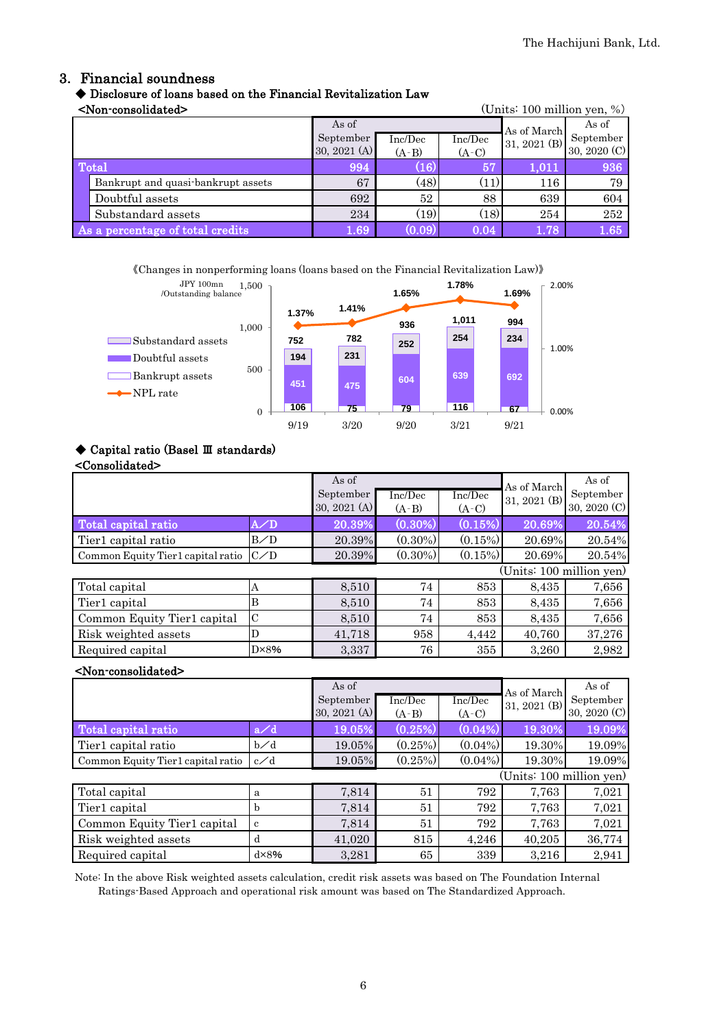## 3. Financial soundness

### ◆ Disclosure of loans based on the Financial Revitalization Law

<Non-consolidated> (Units: 100 million yen, %)

| | As of September 30, 2021 (A) | Inc/Dec (A-B) | Inc/Dec (A-C) | As of March 31, 2021 (B) | As of September 30, 2020 (C) |
|---|---|---|---|---|---|
| Total | 994 | (16) | 57 | 1,011 | 936 |
| Bankrupt and quasi-bankrupt assets | 67 | (48) | (11) | 116 | 79 |
| Doubtful assets | 692 | 52 | 88 | 639 | 604 |
| Substandard assets | 234 | (19) | (18) | 254 | 252 |
| As a percentage of total credits | 1.69 | (0.09) | 0.04 | 1.78 | 1.65 |

《Changes in nonperforming loans (loans based on the Financial Revitalization Law)》

JPY 100mn /Outstanding balance

| | 9/19 | 3/20 | 9/20 | 3/21 | 9/21 |
|---|---|---|---|---|---|
| Substandard assets | 194 | 231 | 252 | 254 | 234 |
| Doubtful assets | 451 | 475 | 604 | 639 | 692 |
| Bankrupt assets | 106 | 75 | 79 | 116 | 67 |
| Total | 752 | 782 | 936 | 1,011 | 994 |
| NPL rate | 1.37% | 1.41% | 1.65% | 1.78% | 1.69% |

### ◆ Capital ratio (Basel Ⅲ standards)

<Consolidated>

| | | As of September 30, 2021 (A) | Inc/Dec (A-B) | Inc/Dec (A-C) | As of March 31, 2021 (B) | As of September 30, 2020 (C) |
|---|---|---|---|---|---|---|
| Total capital ratio | A／D | 20.39% | (0.30%) | (0.15%) | 20.69% | 20.54% |
| Tier1 capital ratio | B／D | 20.39% | (0.30%) | (0.15%) | 20.69% | 20.54% |
| Common Equity Tier1 capital ratio | C／D | 20.39% | (0.30%) | (0.15%) | 20.69% | 20.54% |

(Units: 100 million yen)

| | | As of September 30, 2021 (A) | Inc/Dec (A-B) | Inc/Dec (A-C) | As of March 31, 2021 (B) | As of September 30, 2020 (C) |
|---|---|---|---|---|---|---|
| Total capital | A | 8,510 | 74 | 853 | 8,435 | 7,656 |
| Tier1 capital | B | 8,510 | 74 | 853 | 8,435 | 7,656 |
| Common Equity Tier1 capital | C | 8,510 | 74 | 853 | 8,435 | 7,656 |
| Risk weighted assets | D | 41,718 | 958 | 4,442 | 40,760 | 37,276 |
| Required capital | D×8% | 3,337 | 76 | 355 | 3,260 | 2,982 |

<Non-consolidated>

| | | As of September 30, 2021 (A) | Inc/Dec (A-B) | Inc/Dec (A-C) | As of March 31, 2021 (B) | As of September 30, 2020 (C) |
|---|---|---|---|---|---|---|
| Total capital ratio | a／d | 19.05% | (0.25%) | (0.04%) | 19.30% | 19.09% |
| Tier1 capital ratio | b／d | 19.05% | (0.25%) | (0.04%) | 19.30% | 19.09% |
| Common Equity Tier1 capital ratio | c／d | 19.05% | (0.25%) | (0.04%) | 19.30% | 19.09% |

(Units: 100 million yen)

| | | As of September 30, 2021 (A) | Inc/Dec (A-B) | Inc/Dec (A-C) | As of March 31, 2021 (B) | As of September 30, 2020 (C) |
|---|---|---|---|---|---|---|
| Total capital | a | 7,814 | 51 | 792 | 7,763 | 7,021 |
| Tier1 capital | b | 7,814 | 51 | 792 | 7,763 | 7,021 |
| Common Equity Tier1 capital | c | 7,814 | 51 | 792 | 7,763 | 7,021 |
| Risk weighted assets | d | 41,020 | 815 | 4,246 | 40,205 | 36,774 |
| Required capital | d×8% | 3,281 | 65 | 339 | 3,216 | 2,941 |

Note: In the above Risk weighted assets calculation, credit risk assets was based on The Foundation Internal Ratings-Based Approach and operational risk amount was based on The Standardized Approach.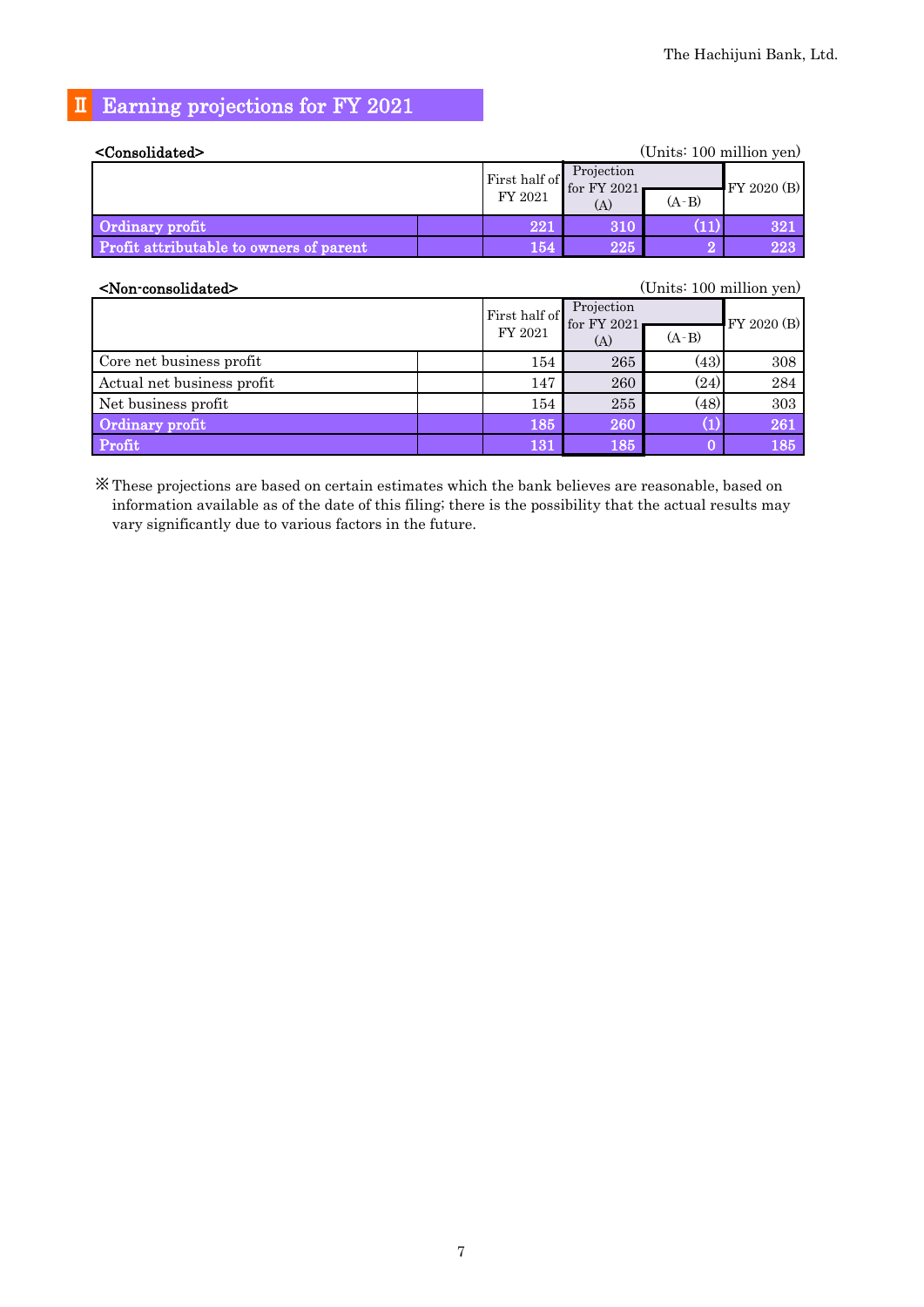## Ⅱ Earning projections for FY 2021

**<Consolidated>**

(Units: 100 million yen)

| | | First half of FY 2021 | Projection for FY 2021 (A) | (A-B) | FY 2020 (B) |
|---|---|---|---|---|---|
| **Ordinary profit** | | 221 | 310 | (11) | 321 |
| **Profit attributable to owners of parent** | | 154 | 225 | 2 | 223 |

**<Non-consolidated>**

(Units: 100 million yen)

| | | First half of FY 2021 | Projection for FY 2021 (A) | (A-B) | FY 2020 (B) |
|---|---|---|---|---|---|
| Core net business profit | | 154 | 265 | (43) | 308 |
| Actual net business profit | | 147 | 260 | (24) | 284 |
| Net business profit | | 154 | 255 | (48) | 303 |
| **Ordinary profit** | | 185 | 260 | (1) | 261 |
| **Profit** | | 131 | 185 | 0 | 185 |

※ These projections are based on certain estimates which the bank believes are reasonable, based on information available as of the date of this filing; there is the possibility that the actual results may vary significantly due to various factors in the future.